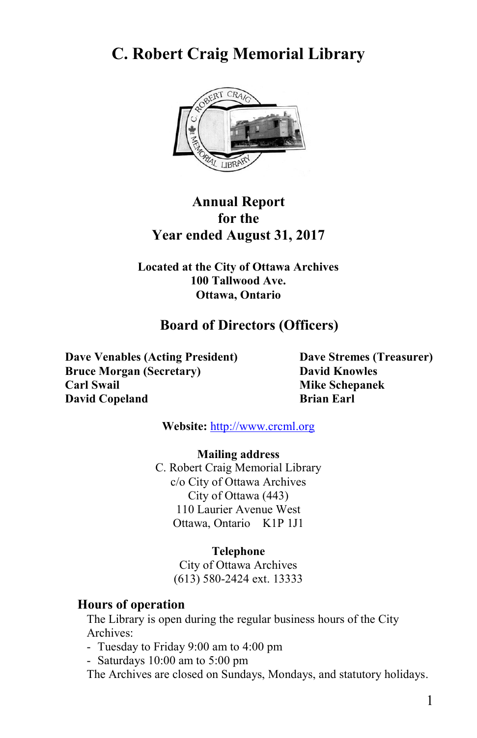# C. Robert Craig Memorial Library

## Annual Report for the Year ended August 31, 2017

**Located at the City of Ottawa Archives**
**100 Tallwood Ave.**
**Ottawa, Ontario**

## Board of Directors (Officers)

**Dave Venables (Acting President)**
**Bruce Morgan (Secretary)**
**Carl Swail**
**David Copeland**
**Dave Stremes (Treasurer)**
**David Knowles**
**Mike Schepanek**
**Brian Earl**

**Website:** http://www.crcml.org

**Mailing address**
C. Robert Craig Memorial Library
c/o City of Ottawa Archives
City of Ottawa (443)
110 Laurier Avenue West
Ottawa, Ontario K1P 1J1

**Telephone**
City of Ottawa Archives
(613) 580-2424 ext. 13333

### Hours of operation

The Library is open during the regular business hours of the City Archives:

- Tuesday to Friday 9:00 am to 4:00 pm
- Saturdays 10:00 am to 5:00 pm

The Archives are closed on Sundays, Mondays, and statutory holidays.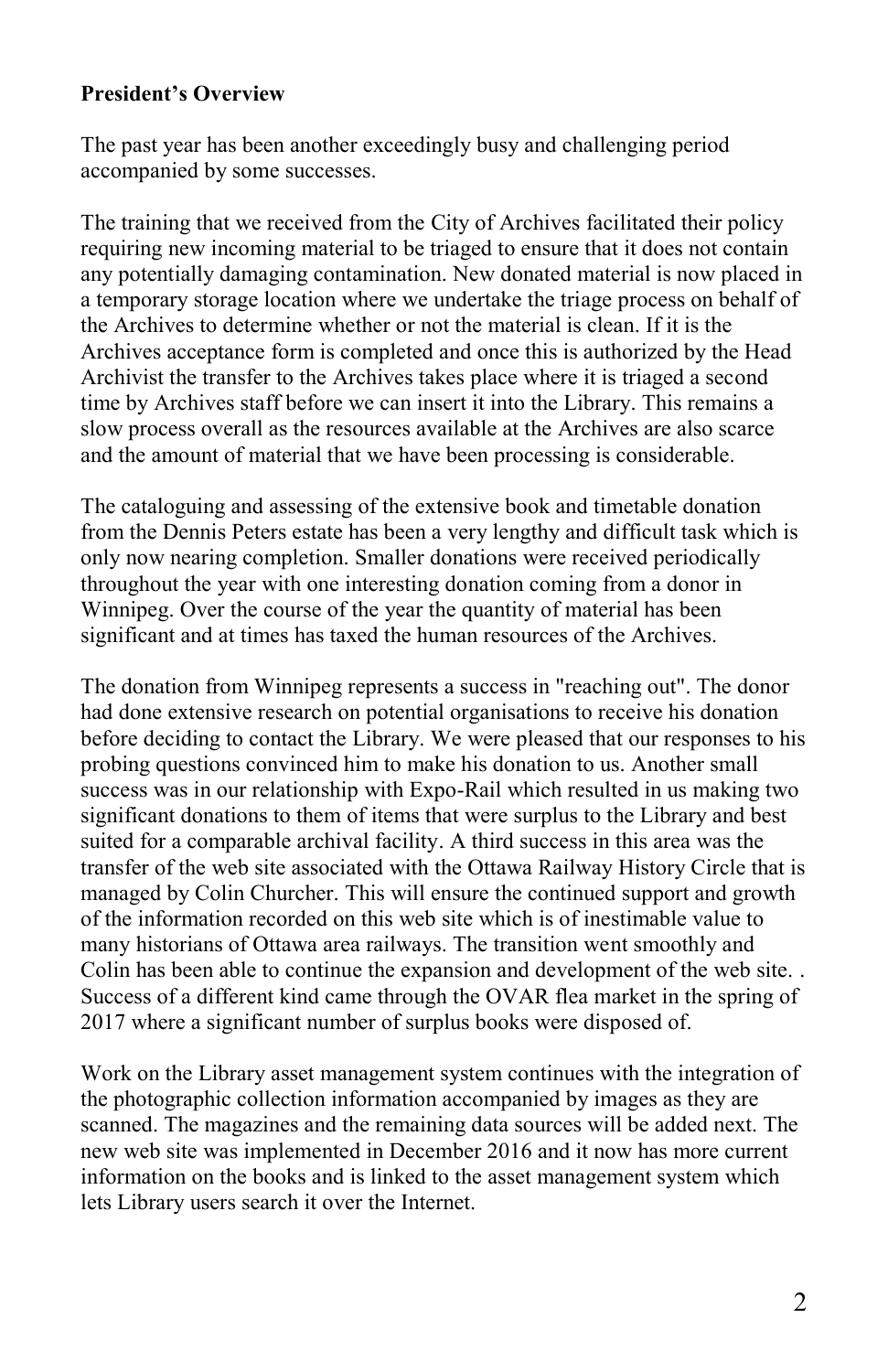**President's Overview**

The past year has been another exceedingly busy and challenging period accompanied by some successes.

The training that we received from the City of Archives facilitated their policy requiring new incoming material to be triaged to ensure that it does not contain any potentially damaging contamination. New donated material is now placed in a temporary storage location where we undertake the triage process on behalf of the Archives to determine whether or not the material is clean. If it is the Archives acceptance form is completed and once this is authorized by the Head Archivist the transfer to the Archives takes place where it is triaged a second time by Archives staff before we can insert it into the Library. This remains a slow process overall as the resources available at the Archives are also scarce and the amount of material that we have been processing is considerable.

The cataloguing and assessing of the extensive book and timetable donation from the Dennis Peters estate has been a very lengthy and difficult task which is only now nearing completion. Smaller donations were received periodically throughout the year with one interesting donation coming from a donor in Winnipeg. Over the course of the year the quantity of material has been significant and at times has taxed the human resources of the Archives.

The donation from Winnipeg represents a success in "reaching out". The donor had done extensive research on potential organisations to receive his donation before deciding to contact the Library. We were pleased that our responses to his probing questions convinced him to make his donation to us. Another small success was in our relationship with Expo-Rail which resulted in us making two significant donations to them of items that were surplus to the Library and best suited for a comparable archival facility. A third success in this area was the transfer of the web site associated with the Ottawa Railway History Circle that is managed by Colin Churcher. This will ensure the continued support and growth of the information recorded on this web site which is of inestimable value to many historians of Ottawa area railways. The transition went smoothly and Colin has been able to continue the expansion and development of the web site. . Success of a different kind came through the OVAR flea market in the spring of 2017 where a significant number of surplus books were disposed of.

Work on the Library asset management system continues with the integration of the photographic collection information accompanied by images as they are scanned. The magazines and the remaining data sources will be added next. The new web site was implemented in December 2016 and it now has more current information on the books and is linked to the asset management system which lets Library users search it over the Internet.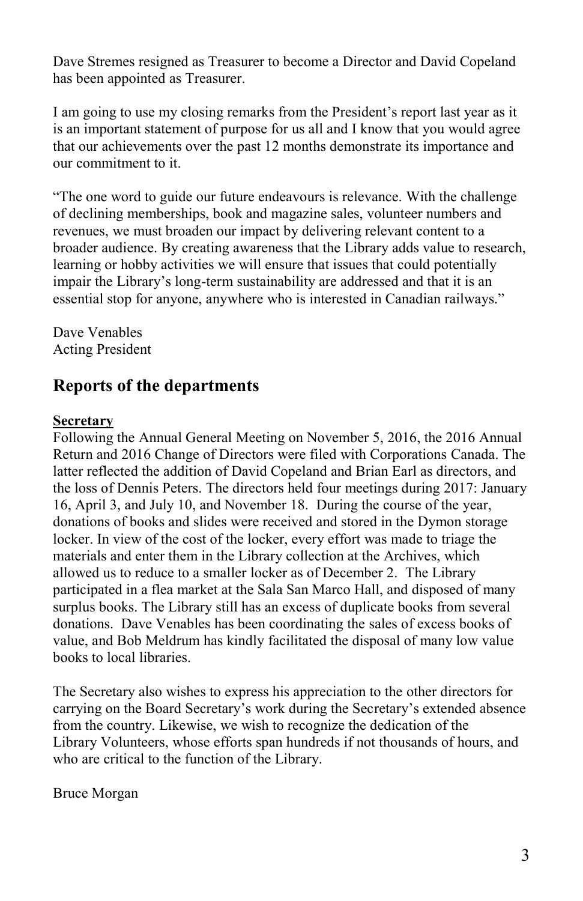Dave Stremes resigned as Treasurer to become a Director and David Copeland has been appointed as Treasurer.

I am going to use my closing remarks from the President's report last year as it is an important statement of purpose for us all and I know that you would agree that our achievements over the past 12 months demonstrate its importance and our commitment to it.

"The one word to guide our future endeavours is relevance. With the challenge of declining memberships, book and magazine sales, volunteer numbers and revenues, we must broaden our impact by delivering relevant content to a broader audience. By creating awareness that the Library adds value to research, learning or hobby activities we will ensure that issues that could potentially impair the Library's long-term sustainability are addressed and that it is an essential stop for anyone, anywhere who is interested in Canadian railways."

Dave Venables
Acting President

## Reports of the departments

### Secretary

Following the Annual General Meeting on November 5, 2016, the 2016 Annual Return and 2016 Change of Directors were filed with Corporations Canada. The latter reflected the addition of David Copeland and Brian Earl as directors, and the loss of Dennis Peters. The directors held four meetings during 2017: January 16, April 3, and July 10, and November 18. During the course of the year, donations of books and slides were received and stored in the Dymon storage locker. In view of the cost of the locker, every effort was made to triage the materials and enter them in the Library collection at the Archives, which allowed us to reduce to a smaller locker as of December 2. The Library participated in a flea market at the Sala San Marco Hall, and disposed of many surplus books. The Library still has an excess of duplicate books from several donations. Dave Venables has been coordinating the sales of excess books of value, and Bob Meldrum has kindly facilitated the disposal of many low value books to local libraries.

The Secretary also wishes to express his appreciation to the other directors for carrying on the Board Secretary's work during the Secretary's extended absence from the country. Likewise, we wish to recognize the dedication of the Library Volunteers, whose efforts span hundreds if not thousands of hours, and who are critical to the function of the Library.

Bruce Morgan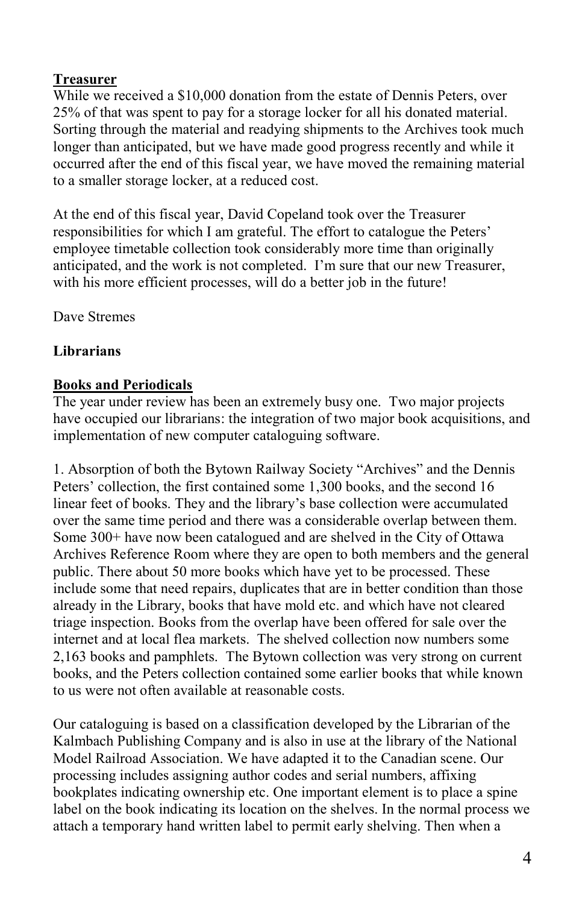## Treasurer

While we received a $10,000 donation from the estate of Dennis Peters, over 25% of that was spent to pay for a storage locker for all his donated material. Sorting through the material and readying shipments to the Archives took much longer than anticipated, but we have made good progress recently and while it occurred after the end of this fiscal year, we have moved the remaining material to a smaller storage locker, at a reduced cost.

At the end of this fiscal year, David Copeland took over the Treasurer responsibilities for which I am grateful. The effort to catalogue the Peters' employee timetable collection took considerably more time than originally anticipated, and the work is not completed. I'm sure that our new Treasurer, with his more efficient processes, will do a better job in the future!

Dave Stremes

## Librarians

### Books and Periodicals

The year under review has been an extremely busy one. Two major projects have occupied our librarians: the integration of two major book acquisitions, and implementation of new computer cataloguing software.

1. Absorption of both the Bytown Railway Society "Archives" and the Dennis Peters' collection, the first contained some 1,300 books, and the second 16 linear feet of books. They and the library's base collection were accumulated over the same time period and there was a considerable overlap between them. Some 300+ have now been catalogued and are shelved in the City of Ottawa Archives Reference Room where they are open to both members and the general public. There about 50 more books which have yet to be processed. These include some that need repairs, duplicates that are in better condition than those already in the Library, books that have mold etc. and which have not cleared triage inspection. Books from the overlap have been offered for sale over the internet and at local flea markets. The shelved collection now numbers some 2,163 books and pamphlets. The Bytown collection was very strong on current books, and the Peters collection contained some earlier books that while known to us were not often available at reasonable costs.

Our cataloguing is based on a classification developed by the Librarian of the Kalmbach Publishing Company and is also in use at the library of the National Model Railroad Association. We have adapted it to the Canadian scene. Our processing includes assigning author codes and serial numbers, affixing bookplates indicating ownership etc. One important element is to place a spine label on the book indicating its location on the shelves. In the normal process we attach a temporary hand written label to permit early shelving. Then when a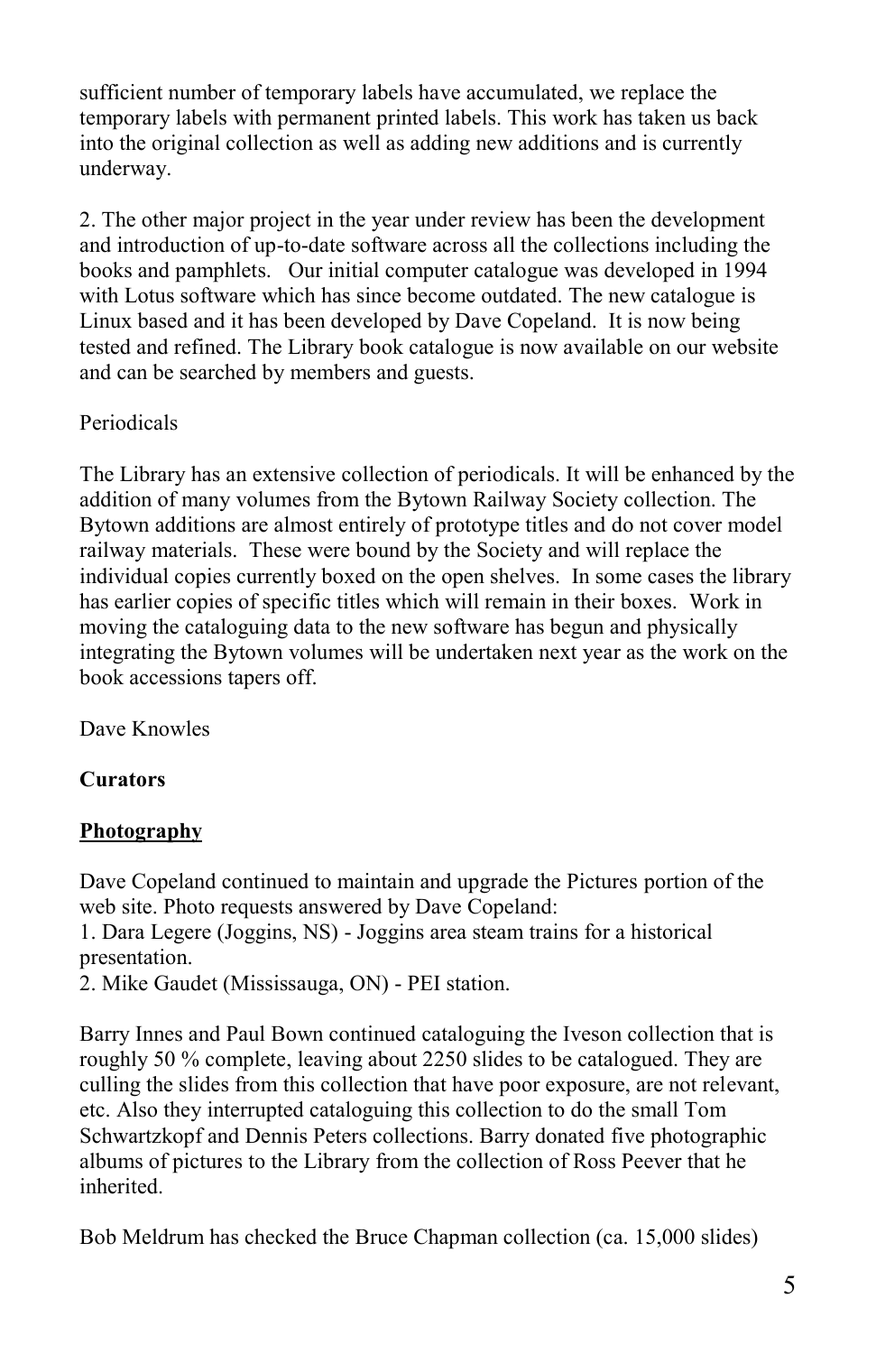sufficient number of temporary labels have accumulated, we replace the temporary labels with permanent printed labels. This work has taken us back into the original collection as well as adding new additions and is currently underway.

2. The other major project in the year under review has been the development and introduction of up-to-date software across all the collections including the books and pamphlets. Our initial computer catalogue was developed in 1994 with Lotus software which has since become outdated. The new catalogue is Linux based and it has been developed by Dave Copeland. It is now being tested and refined. The Library book catalogue is now available on our website and can be searched by members and guests.

Periodicals

The Library has an extensive collection of periodicals. It will be enhanced by the addition of many volumes from the Bytown Railway Society collection. The Bytown additions are almost entirely of prototype titles and do not cover model railway materials. These were bound by the Society and will replace the individual copies currently boxed on the open shelves. In some cases the library has earlier copies of specific titles which will remain in their boxes. Work in moving the cataloguing data to the new software has begun and physically integrating the Bytown volumes will be undertaken next year as the work on the book accessions tapers off.

Dave Knowles

**Curators**

**Photography**

Dave Copeland continued to maintain and upgrade the Pictures portion of the web site. Photo requests answered by Dave Copeland:
1. Dara Legere (Joggins, NS) - Joggins area steam trains for a historical presentation.
2. Mike Gaudet (Mississauga, ON) - PEI station.

Barry Innes and Paul Bown continued cataloguing the Iveson collection that is roughly 50 % complete, leaving about 2250 slides to be catalogued. They are culling the slides from this collection that have poor exposure, are not relevant, etc. Also they interrupted cataloguing this collection to do the small Tom Schwartzkopf and Dennis Peters collections. Barry donated five photographic albums of pictures to the Library from the collection of Ross Peever that he inherited.

Bob Meldrum has checked the Bruce Chapman collection (ca. 15,000 slides)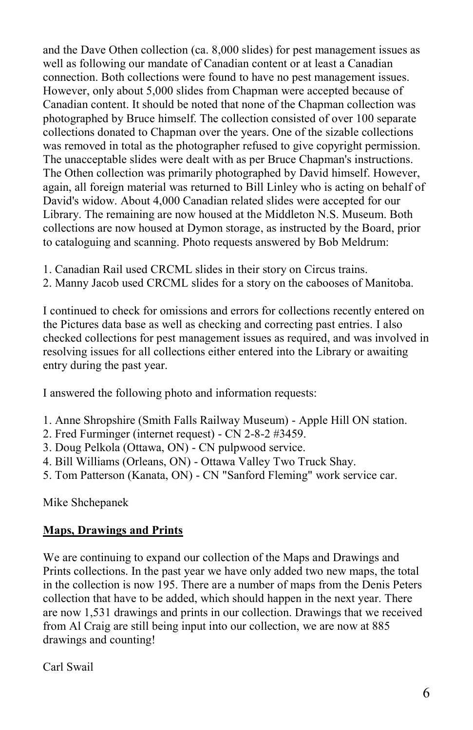and the Dave Othen collection (ca. 8,000 slides) for pest management issues as well as following our mandate of Canadian content or at least a Canadian connection. Both collections were found to have no pest management issues. However, only about 5,000 slides from Chapman were accepted because of Canadian content. It should be noted that none of the Chapman collection was photographed by Bruce himself. The collection consisted of over 100 separate collections donated to Chapman over the years. One of the sizable collections was removed in total as the photographer refused to give copyright permission. The unacceptable slides were dealt with as per Bruce Chapman's instructions. The Othen collection was primarily photographed by David himself. However, again, all foreign material was returned to Bill Linley who is acting on behalf of David's widow. About 4,000 Canadian related slides were accepted for our Library. The remaining are now housed at the Middleton N.S. Museum. Both collections are now housed at Dymon storage, as instructed by the Board, prior to cataloguing and scanning. Photo requests answered by Bob Meldrum:

1. Canadian Rail used CRCML slides in their story on Circus trains.
2. Manny Jacob used CRCML slides for a story on the cabooses of Manitoba.

I continued to check for omissions and errors for collections recently entered on the Pictures data base as well as checking and correcting past entries. I also checked collections for pest management issues as required, and was involved in resolving issues for all collections either entered into the Library or awaiting entry during the past year.

I answered the following photo and information requests:

1. Anne Shropshire (Smith Falls Railway Museum) - Apple Hill ON station.
2. Fred Furminger (internet request) - CN 2-8-2 #3459.
3. Doug Pelkola (Ottawa, ON) - CN pulpwood service.
4. Bill Williams (Orleans, ON) - Ottawa Valley Two Truck Shay.
5. Tom Patterson (Kanata, ON) - CN "Sanford Fleming" work service car.

Mike Shchepanek

## Maps, Drawings and Prints

We are continuing to expand our collection of the Maps and Drawings and Prints collections. In the past year we have only added two new maps, the total in the collection is now 195. There are a number of maps from the Denis Peters collection that have to be added, which should happen in the next year. There are now 1,531 drawings and prints in our collection. Drawings that we received from Al Craig are still being input into our collection, we are now at 885 drawings and counting!

Carl Swail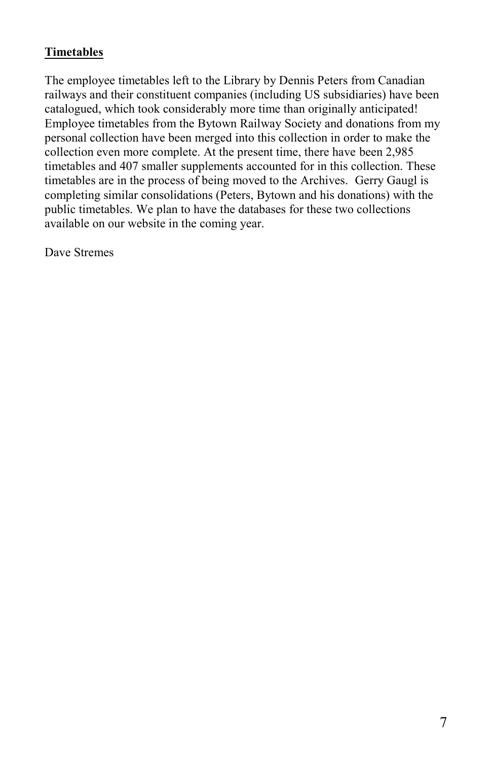## Timetables

The employee timetables left to the Library by Dennis Peters from Canadian railways and their constituent companies (including US subsidiaries) have been catalogued, which took considerably more time than originally anticipated! Employee timetables from the Bytown Railway Society and donations from my personal collection have been merged into this collection in order to make the collection even more complete. At the present time, there have been 2,985 timetables and 407 smaller supplements accounted for in this collection. These timetables are in the process of being moved to the Archives. Gerry Gaugl is completing similar consolidations (Peters, Bytown and his donations) with the public timetables. We plan to have the databases for these two collections available on our website in the coming year.

Dave Stremes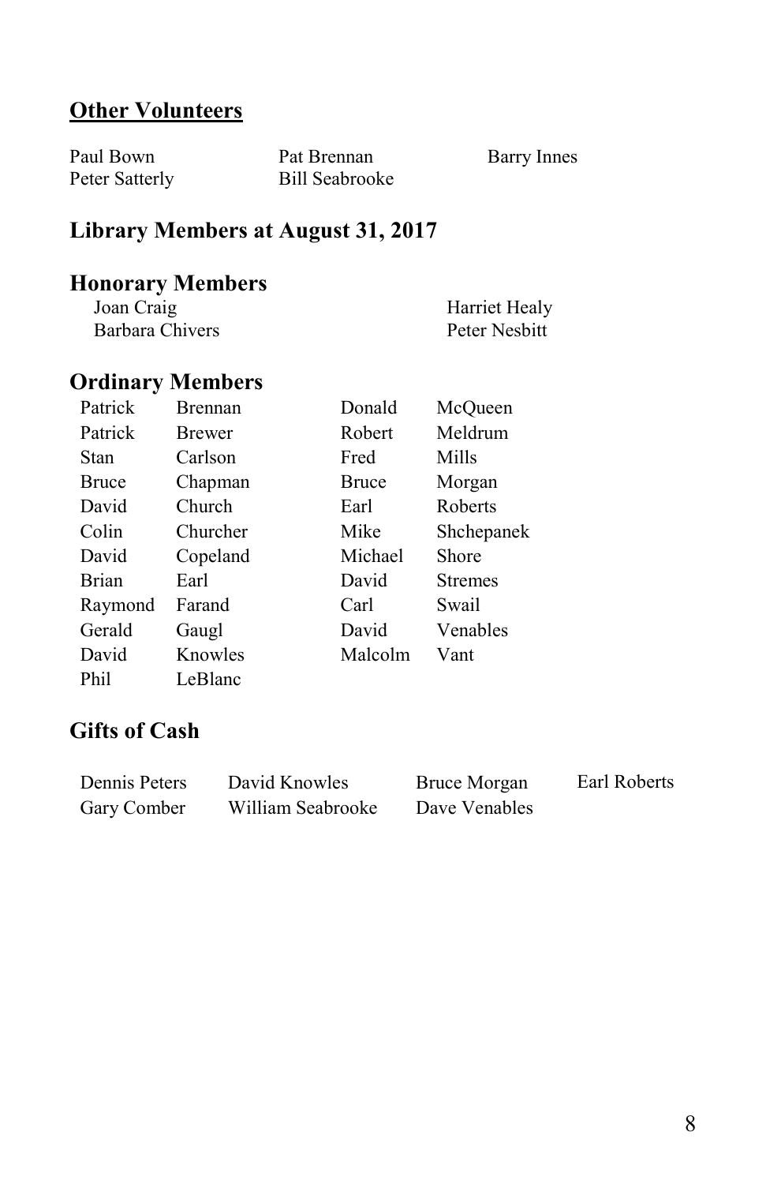## Other Volunteers

Paul Bown
Pat Brennan
Barry Innes
Peter Satterly
Bill Seabrooke

## Library Members at August 31, 2017

### Honorary Members

Joan Craig
Harriet Healy
Barbara Chivers
Peter Nesbitt

### Ordinary Members

| | | | |
|---|---|---|---|
| Patrick | Brennan | Donald | McQueen |
| Patrick | Brewer | Robert | Meldrum |
| Stan | Carlson | Fred | Mills |
| Bruce | Chapman | Bruce | Morgan |
| David | Church | Earl | Roberts |
| Colin | Churcher | Mike | Shchepanek |
| David | Copeland | Michael | Shore |
| Brian | Earl | David | Stremes |
| Raymond | Farand | Carl | Swail |
| Gerald | Gaugl | David | Venables |
| David | Knowles | Malcolm | Vant |
| Phil | LeBlanc | | |

## Gifts of Cash

Dennis Peters
David Knowles
Bruce Morgan
Earl Roberts
Gary Comber
William Seabrooke
Dave Venables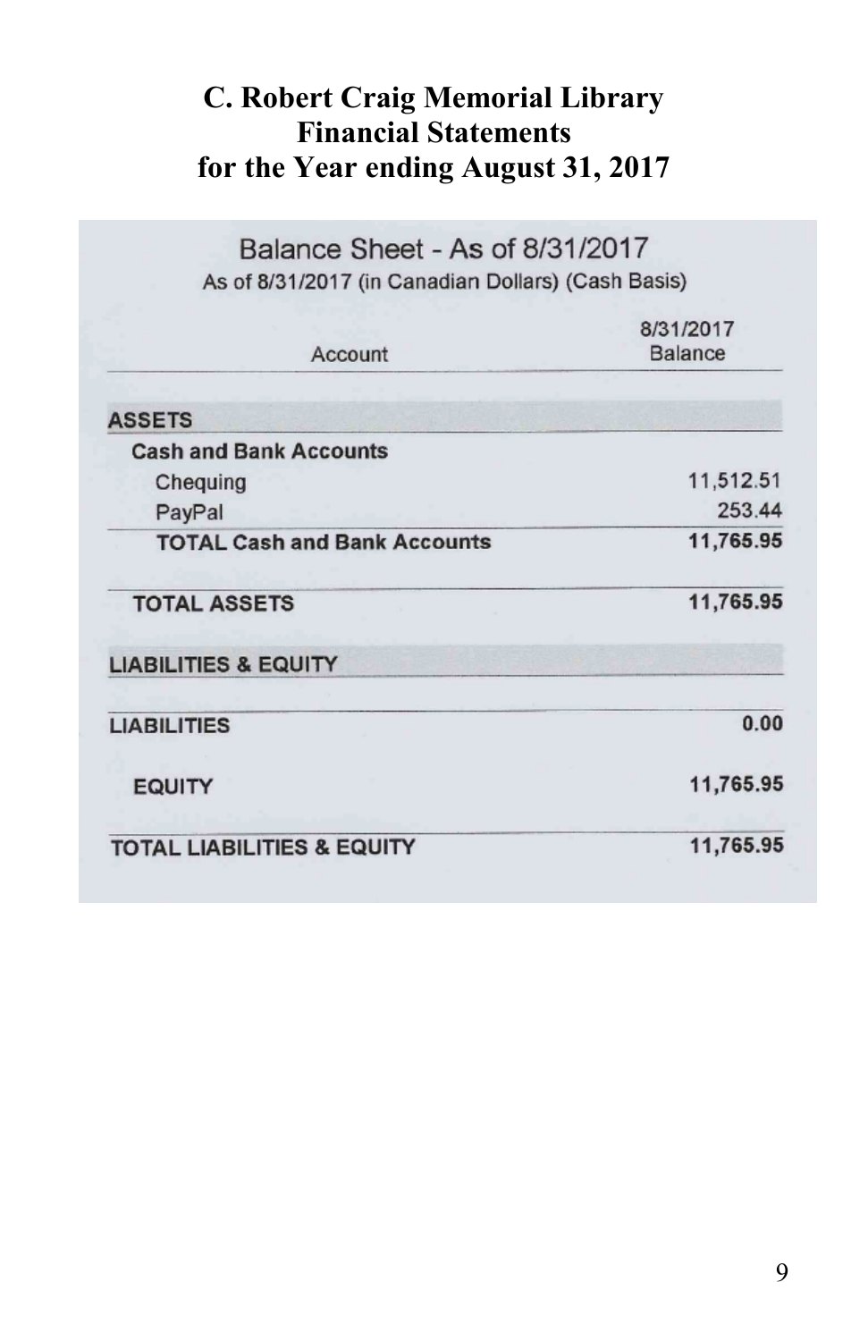# C. Robert Craig Memorial Library
# Financial Statements
# for the Year ending August 31, 2017

## Balance Sheet - As of 8/31/2017

As of 8/31/2017 (in Canadian Dollars) (Cash Basis)

| Account | 8/31/2017 Balance |
|---|---|
| **ASSETS** | |
| **Cash and Bank Accounts** | |
| Chequing | 11,512.51 |
| PayPal | 253.44 |
| **TOTAL Cash and Bank Accounts** | **11,765.95** |
| **TOTAL ASSETS** | **11,765.95** |
| **LIABILITIES & EQUITY** | |
| **LIABILITIES** | **0.00** |
| **EQUITY** | **11,765.95** |
| **TOTAL LIABILITIES & EQUITY** | **11,765.95** |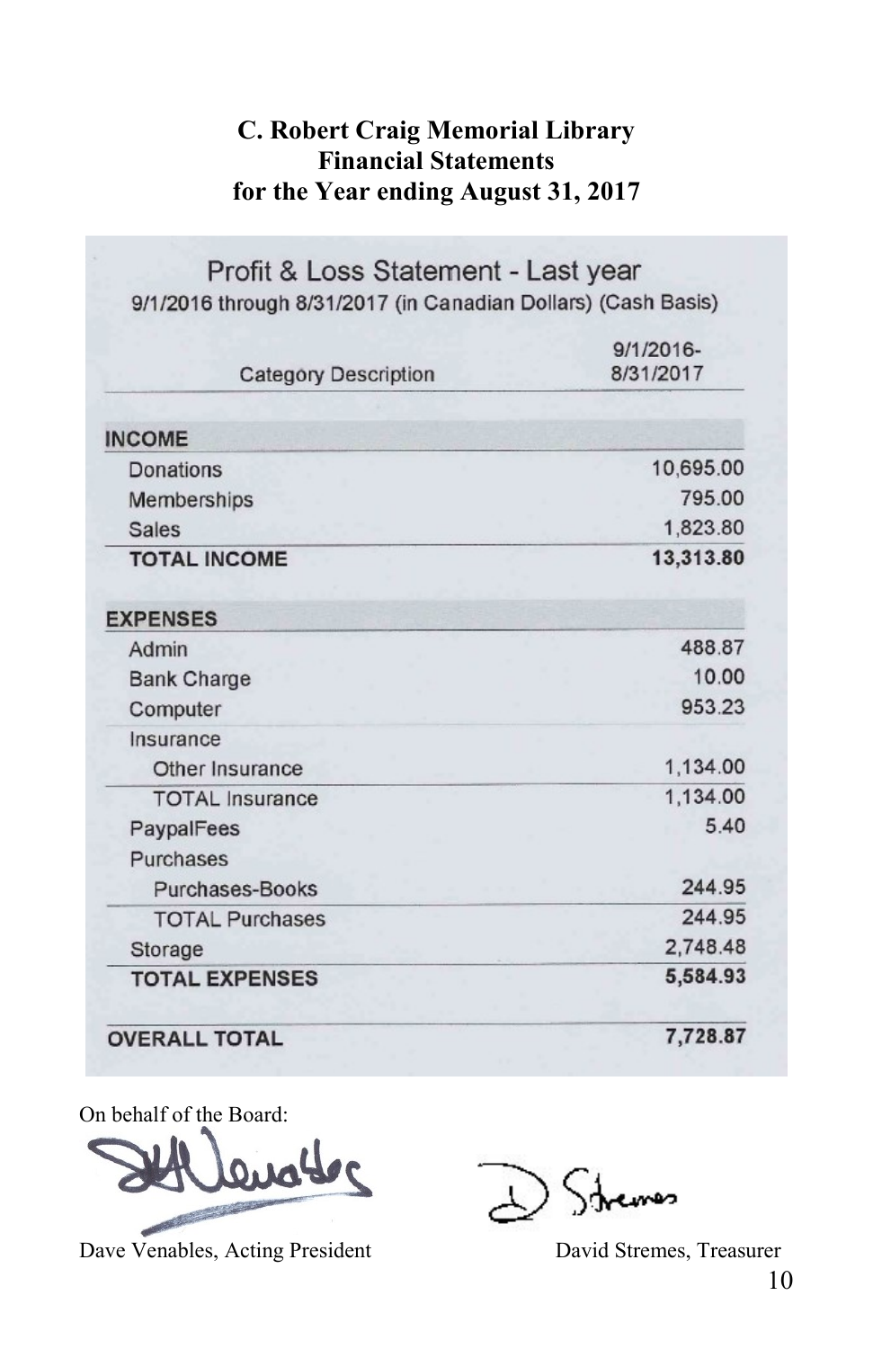# C. Robert Craig Memorial Library
## Financial Statements
## for the Year ending August 31, 2017

### Profit & Loss Statement - Last year

9/1/2016 through 8/31/2017 (in Canadian Dollars) (Cash Basis)

| Category Description | 9/1/2016-8/31/2017 |
|---|---|
| **INCOME** | |
| Donations | 10,695.00 |
| Memberships | 795.00 |
| Sales | 1,823.80 |
| **TOTAL INCOME** | **13,313.80** |
| **EXPENSES** | |
| Admin | 488.87 |
| Bank Charge | 10.00 |
| Computer | 953.23 |
| Insurance | |
| Other Insurance | 1,134.00 |
| TOTAL Insurance | 1,134.00 |
| PaypalFees | 5.40 |
| Purchases | |
| Purchases-Books | 244.95 |
| TOTAL Purchases | 244.95 |
| Storage | 2,748.48 |
| **TOTAL EXPENSES** | **5,584.93** |
| **OVERALL TOTAL** | **7,728.87** |

On behalf of the Board:

Dave Venables, Acting President

David Stremes, Treasurer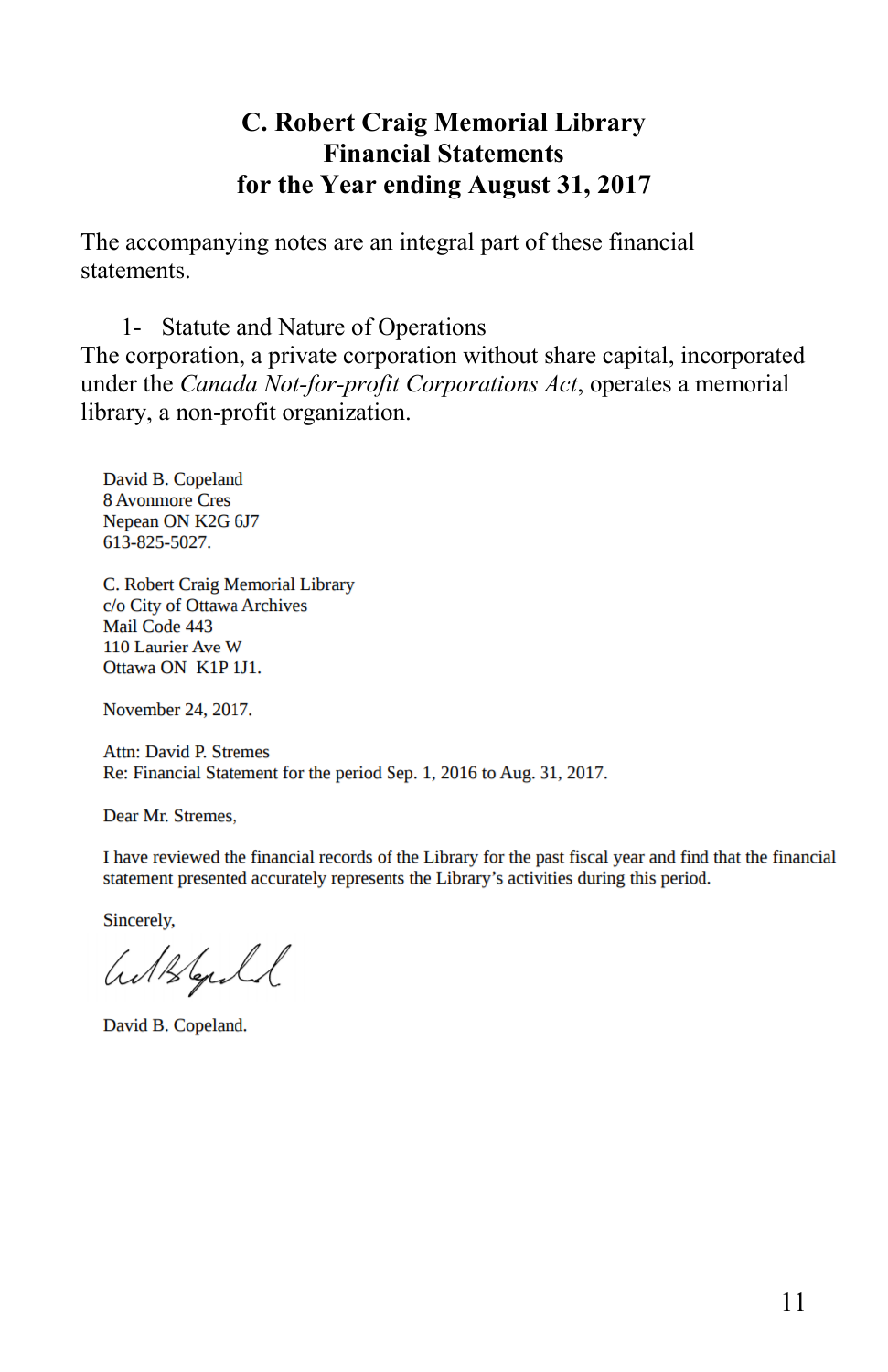# C. Robert Craig Memorial Library
## Financial Statements
## for the Year ending August 31, 2017

The accompanying notes are an integral part of these financial statements.

1- Statute and Nature of Operations

The corporation, a private corporation without share capital, incorporated under the *Canada Not-for-profit Corporations Act*, operates a memorial library, a non-profit organization.

David B. Copeland
8 Avonmore Cres
Nepean ON K2G 6J7
613-825-5027.

C. Robert Craig Memorial Library
c/o City of Ottawa Archives
Mail Code 443
110 Laurier Ave W
Ottawa ON K1P 1J1.

November 24, 2017.

Attn: David P. Stremes
Re: Financial Statement for the period Sep. 1, 2016 to Aug. 31, 2017.

Dear Mr. Stremes,

I have reviewed the financial records of the Library for the past fiscal year and find that the financial statement presented accurately represents the Library's activities during this period.

Sincerely,

David B. Copeland.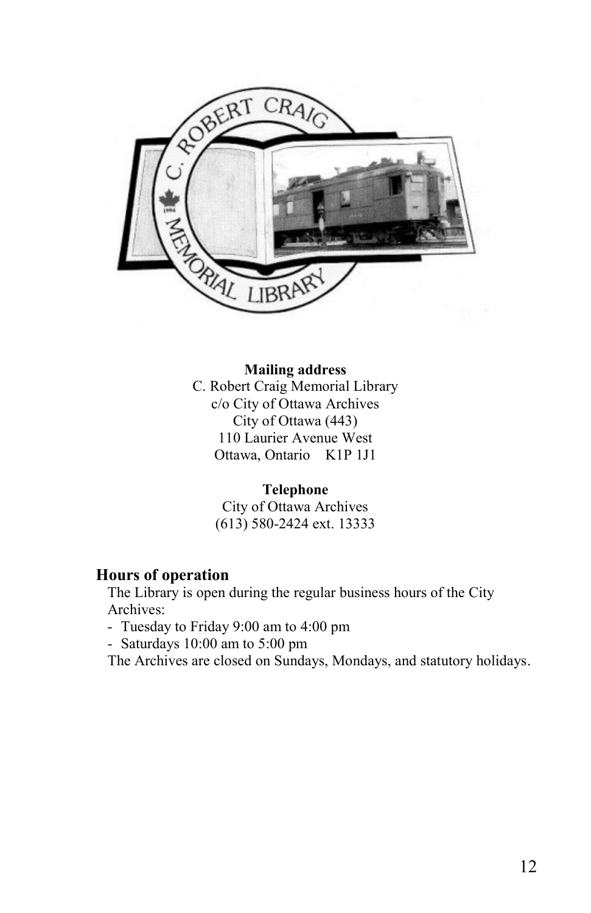**Mailing address**
C. Robert Craig Memorial Library
c/o City of Ottawa Archives
City of Ottawa (443)
110 Laurier Avenue West
Ottawa, Ontario K1P 1J1

**Telephone**
City of Ottawa Archives
(613) 580-2424 ext. 13333

## Hours of operation

The Library is open during the regular business hours of the City Archives:

- Tuesday to Friday 9:00 am to 4:00 pm
- Saturdays 10:00 am to 5:00 pm

The Archives are closed on Sundays, Mondays, and statutory holidays.